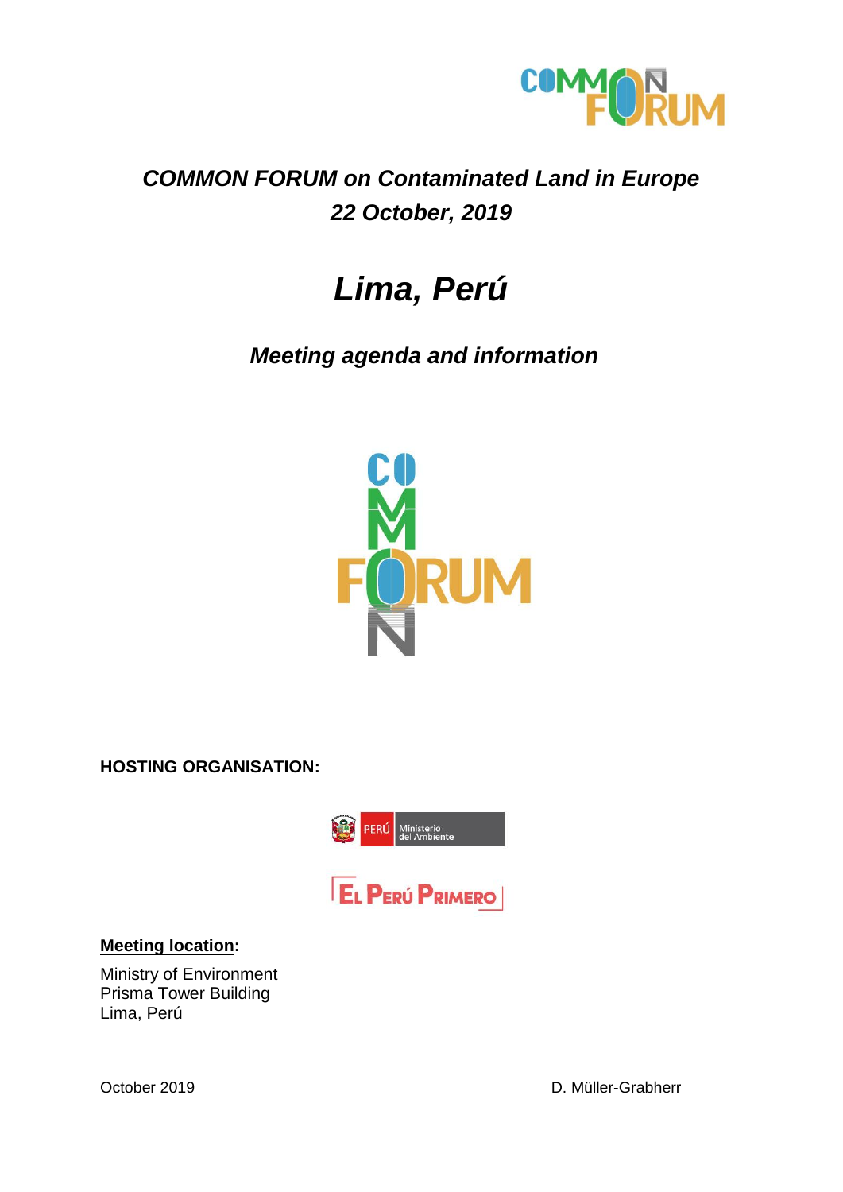# *COMMON FORUM on Contaminated Land in Europe*

## *22 October, 2019*

# *Lima, Perú*

## *Meeting agenda and information*

**HOSTING ORGANISATION:**

PERÚ Ministerio del Ambiente

EL PERÚ PRIMERO

**Meeting location:**

Ministry of Environment
Prisma Tower Building
Lima, Perú

October 2019

D. Müller-Grabherr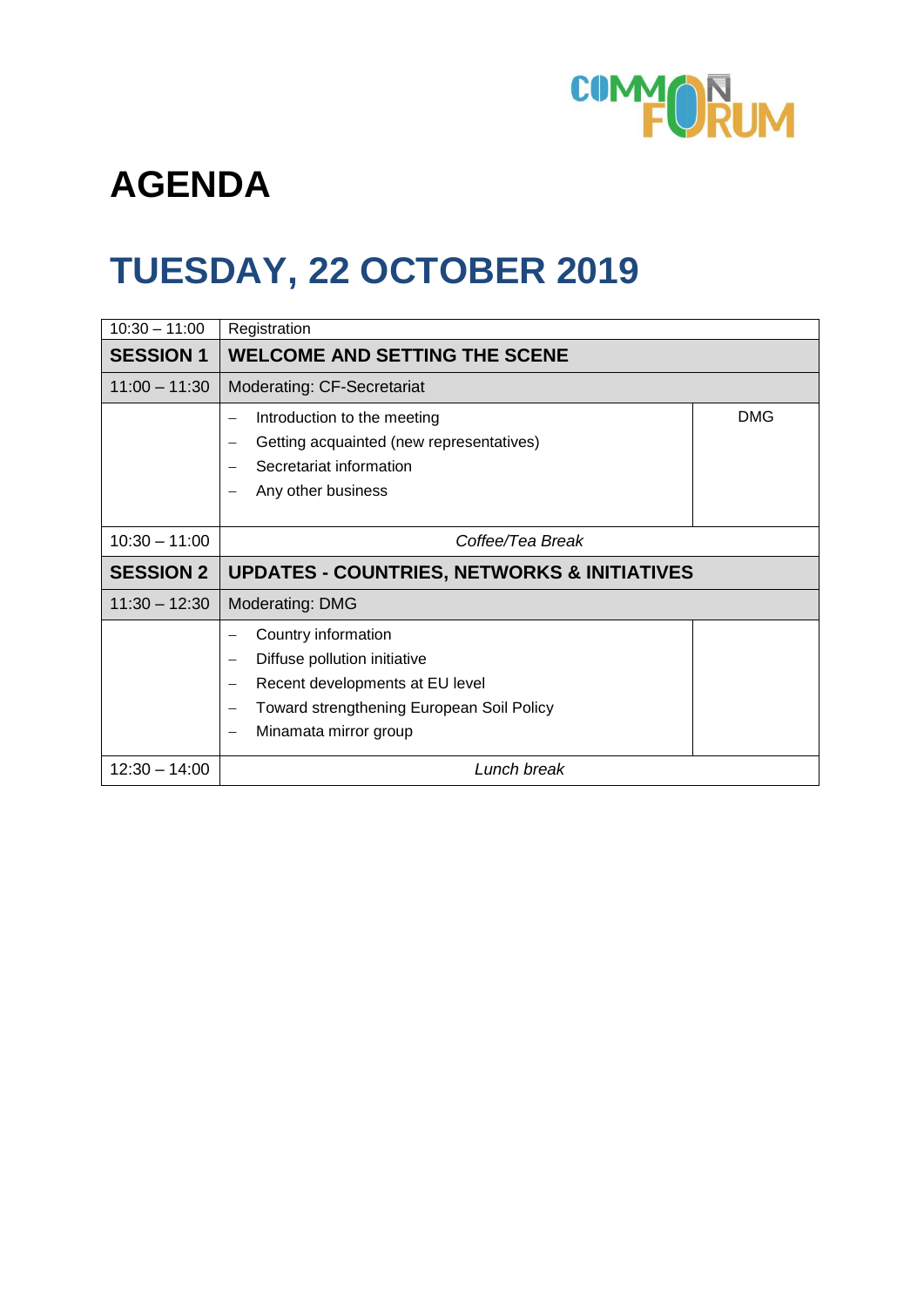# AGENDA

# TUESDAY, 22 OCTOBER 2019

| | | |
|---|---|---|
| 10:30 – 11:00 | Registration | |
| **SESSION 1** | **WELCOME AND SETTING THE SCENE** | |
| 11:00 – 11:30 | Moderating: CF-Secretariat | |
| | – Introduction to the meeting<br>– Getting acquainted (new representatives)<br>– Secretariat information<br>– Any other business | DMG |
| 10:30 – 11:00 | *Coffee/Tea Break* | |
| **SESSION 2** | **UPDATES - COUNTRIES, NETWORKS & INITIATIVES** | |
| 11:30 – 12:30 | Moderating: DMG | |
| | – Country information<br>– Diffuse pollution initiative<br>– Recent developments at EU level<br>– Toward strengthening European Soil Policy<br>– Minamata mirror group | |
| 12:30 – 14:00 | *Lunch break* | |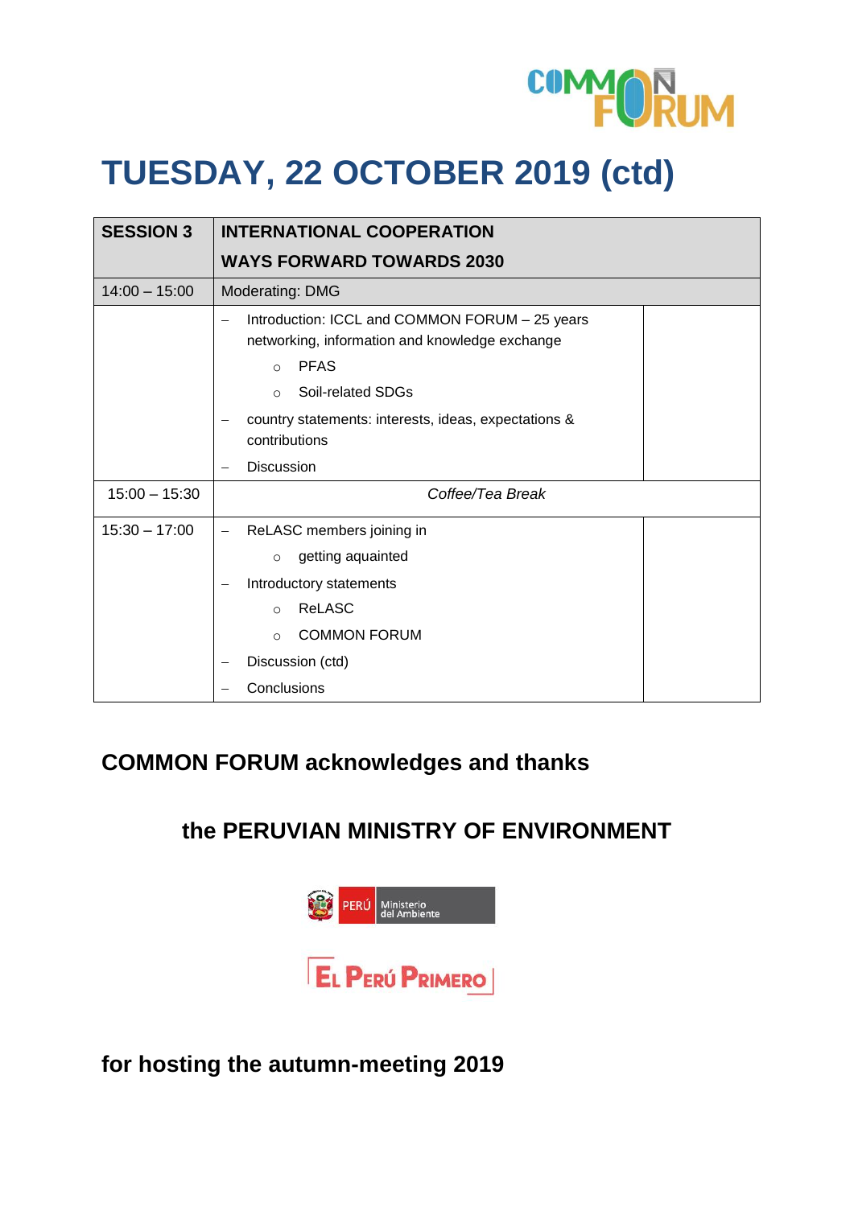# TUESDAY, 22 OCTOBER 2019 (ctd)

| **SESSION 3** | **INTERNATIONAL COOPERATION**<br>**WAYS FORWARD TOWARDS 2030** | |
|---|---|---|
| 14:00 – 15:00 | Moderating: DMG | |
| | – Introduction: ICCL and COMMON FORUM – 25 years networking, information and knowledge exchange<br>  ○ PFAS<br>  ○ Soil-related SDGs<br>– country statements: interests, ideas, expectations & contributions<br>– Discussion | |
| 15:00 – 15:30 | *Coffee/Tea Break* | |
| 15:30 – 17:00 | – ReLASC members joining in<br>  ○ getting aquainted<br>– Introductory statements<br>  ○ ReLASC<br>  ○ COMMON FORUM<br>– Discussion (ctd)<br>– Conclusions | |

## COMMON FORUM acknowledges and thanks

## the PERUVIAN MINISTRY OF ENVIRONMENT

PERÚ Ministerio del Ambiente

EL PERÚ PRIMERO

## for hosting the autumn-meeting 2019